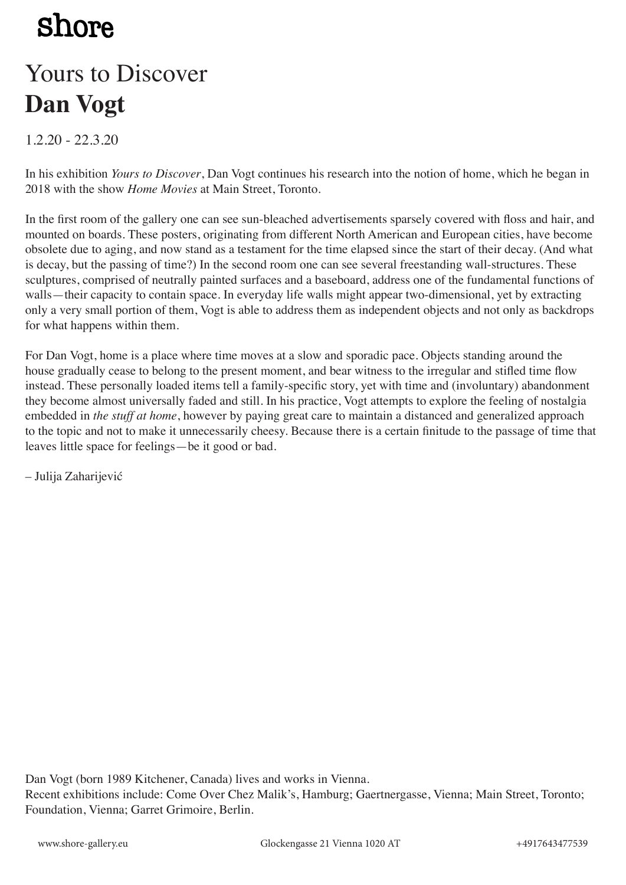shore

# Yours to Discover
# **Dan Vogt**

1.2.20 - 22.3.20

In his exhibition *Yours to Discover*, Dan Vogt continues his research into the notion of home, which he began in 2018 with the show *Home Movies* at Main Street, Toronto.

In the first room of the gallery one can see sun-bleached advertisements sparsely covered with floss and hair, and mounted on boards. These posters, originating from different North American and European cities, have become obsolete due to aging, and now stand as a testament for the time elapsed since the start of their decay. (And what is decay, but the passing of time?) In the second room one can see several freestanding wall-structures. These sculptures, comprised of neutrally painted surfaces and a baseboard, address one of the fundamental functions of walls—their capacity to contain space. In everyday life walls might appear two-dimensional, yet by extracting only a very small portion of them, Vogt is able to address them as independent objects and not only as backdrops for what happens within them.

For Dan Vogt, home is a place where time moves at a slow and sporadic pace. Objects standing around the house gradually cease to belong to the present moment, and bear witness to the irregular and stifled time flow instead. These personally loaded items tell a family-specific story, yet with time and (involuntary) abandonment they become almost universally faded and still. In his practice, Vogt attempts to explore the feeling of nostalgia embedded in *the stuff at home*, however by paying great care to maintain a distanced and generalized approach to the topic and not to make it unnecessarily cheesy. Because there is a certain finitude to the passage of time that leaves little space for feelings—be it good or bad.

– Julija Zaharijević

Dan Vogt (born 1989 Kitchener, Canada) lives and works in Vienna.
Recent exhibitions include: Come Over Chez Malik's, Hamburg; Gaertnergasse, Vienna; Main Street, Toronto; Foundation, Vienna; Garret Grimoire, Berlin.

www.shore-gallery.eu    Glockengasse 21 Vienna 1020 AT    +4917643477539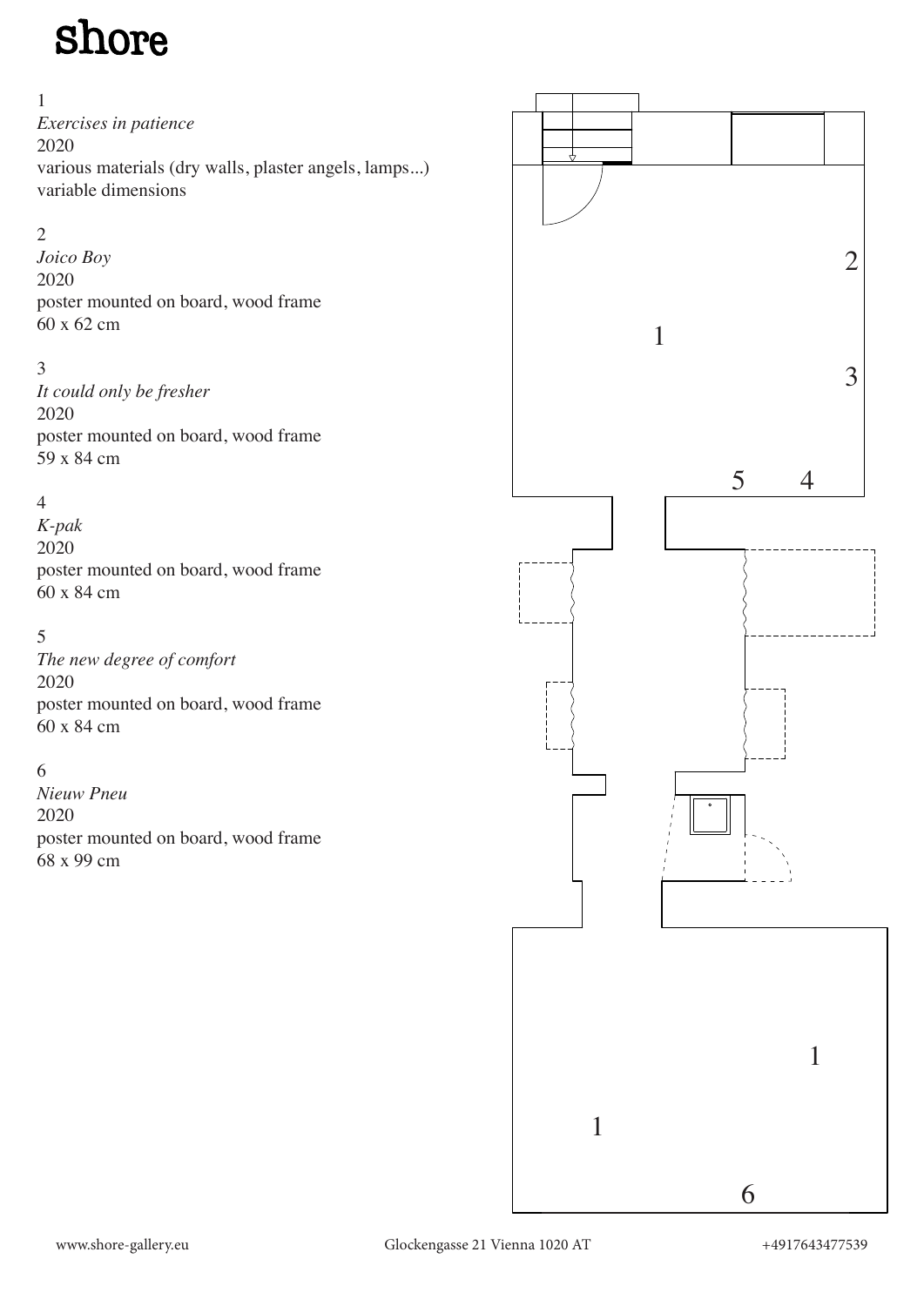# shore

1
*Exercises in patience*
2020
various materials (dry walls, plaster angels, lamps...)
variable dimensions

2
*Joico Boy*
2020
poster mounted on board, wood frame
60 x 62 cm

3
*It could only be fresher*
2020
poster mounted on board, wood frame
59 x 84 cm

4
*K-pak*
2020
poster mounted on board, wood frame
60 x 84 cm

5
*The new degree of comfort*
2020
poster mounted on board, wood frame
60 x 84 cm

6
*Nieuw Pneu*
2020
poster mounted on board, wood frame
68 x 99 cm

2
1
3
5 4
1
1
6

www.shore-gallery.eu Glockengasse 21 Vienna 1020 AT +4917643477539